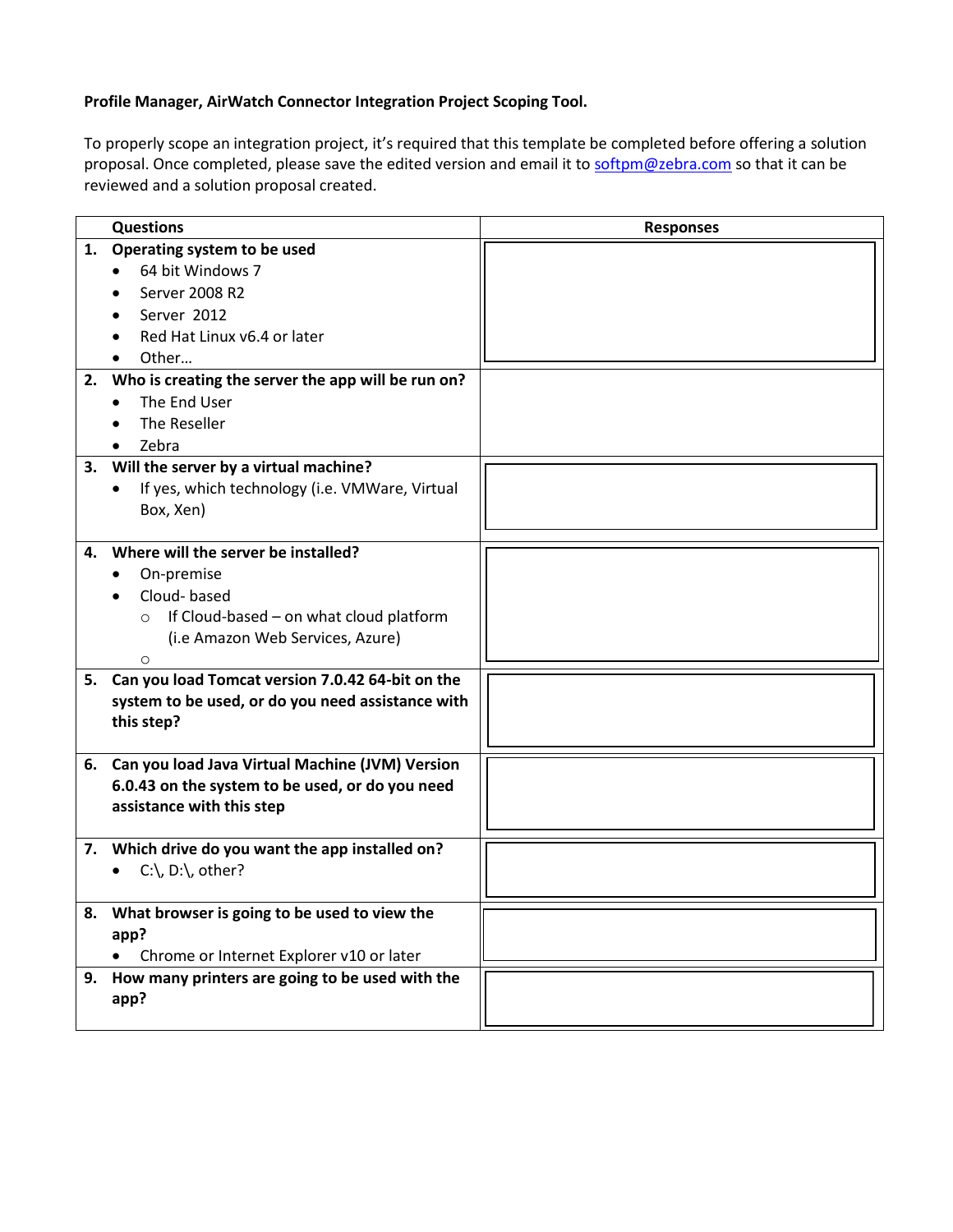**Profile Manager, AirWatch Connector Integration Project Scoping Tool.**

To properly scope an integration project, it's required that this template be completed before offering a solution proposal. Once completed, please save the edited version and email it to [softpm@zebra.com](mailto:softpm@zebra.com) so that it can be reviewed and a solution proposal created.

| | Questions | Responses |
|---|---|---|
| **1.** | **Operating system to be used**<br>• 64 bit Windows 7<br>• Server 2008 R2<br>• Server 2012<br>• Red Hat Linux v6.4 or later<br>• Other… | |
| **2.** | **Who is creating the server the app will be run on?**<br>• The End User<br>• The Reseller<br>• Zebra | |
| **3.** | **Will the server by a virtual machine?**<br>• If yes, which technology (i.e. VMWare, Virtual Box, Xen) | |
| **4.** | **Where will the server be installed?**<br>• On-premise<br>• Cloud- based<br>&nbsp;&nbsp;&nbsp;&nbsp;○ If Cloud-based – on what cloud platform (i.e Amazon Web Services, Azure)<br>&nbsp;&nbsp;&nbsp;&nbsp;○ | |
| **5.** | **Can you load Tomcat version 7.0.42 64-bit on the system to be used, or do you need assistance with this step?** | |
| **6.** | **Can you load Java Virtual Machine (JVM) Version 6.0.43 on the system to be used, or do you need assistance with this step** | |
| **7.** | **Which drive do you want the app installed on?**<br>• C:\, D:\, other? | |
| **8.** | **What browser is going to be used to view the app?**<br>• Chrome or Internet Explorer v10 or later | |
| **9.** | **How many printers are going to be used with the app?** | |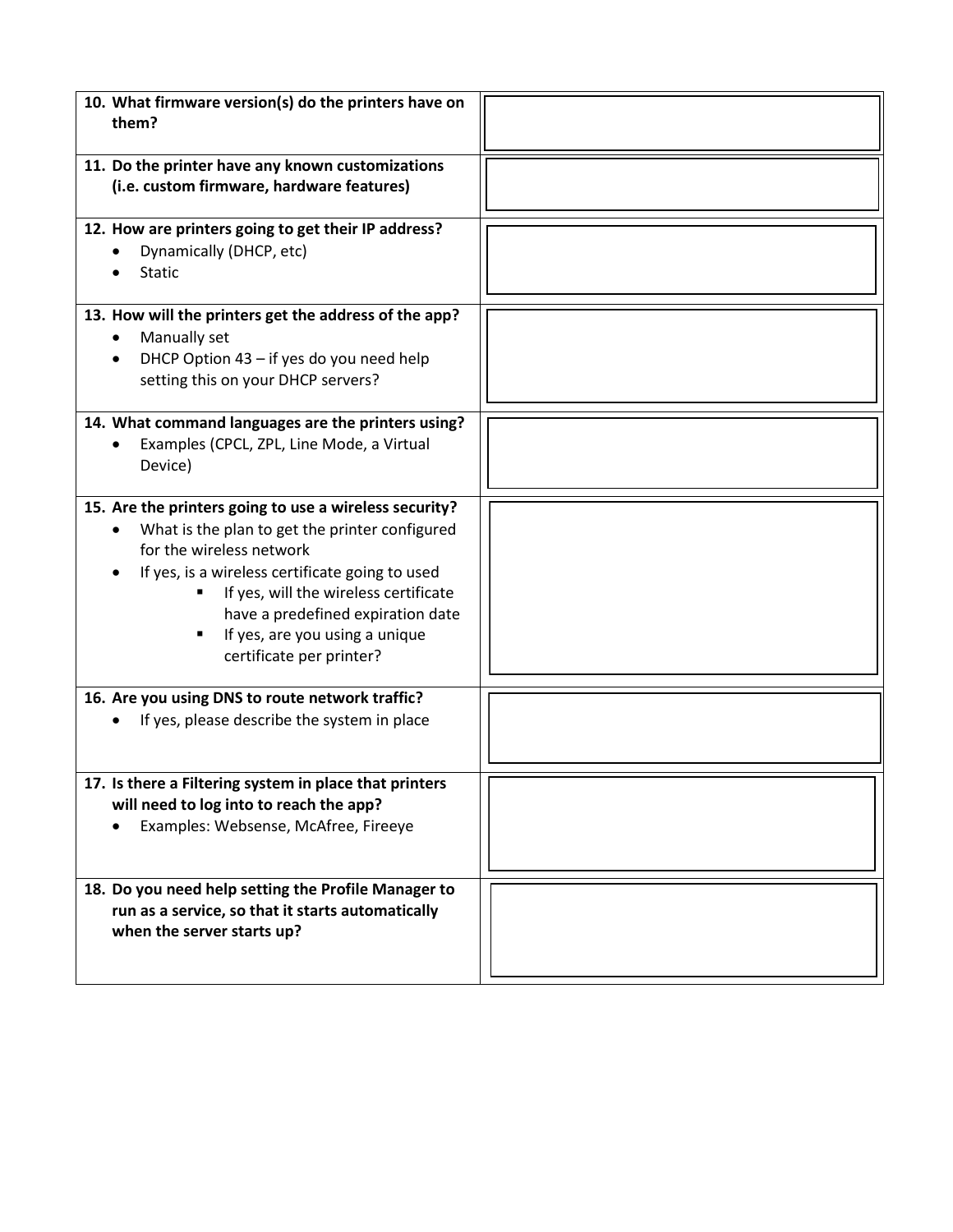| Question | Answer |
|---|---|
| **10. What firmware version(s) do the printers have on them?** | |
| **11. Do the printer have any known customizations (i.e. custom firmware, hardware features)** | |
| **12. How are printers going to get their IP address?**<br>• Dynamically (DHCP, etc)<br>• Static | |
| **13. How will the printers get the address of the app?**<br>• Manually set<br>• DHCP Option 43 – if yes do you need help setting this on your DHCP servers? | |
| **14. What command languages are the printers using?**<br>• Examples (CPCL, ZPL, Line Mode, a Virtual Device) | |
| **15. Are the printers going to use a wireless security?**<br>• What is the plan to get the printer configured for the wireless network<br>• If yes, is a wireless certificate going to used<br>&nbsp;&nbsp;&nbsp;&nbsp;▪ If yes, will the wireless certificate have a predefined expiration date<br>&nbsp;&nbsp;&nbsp;&nbsp;▪ If yes, are you using a unique certificate per printer? | |
| **16. Are you using DNS to route network traffic?**<br>• If yes, please describe the system in place | |
| **17. Is there a Filtering system in place that printers will need to log into to reach the app?**<br>• Examples: Websense, McAfree, Fireeye | |
| **18. Do you need help setting the Profile Manager to run as a service, so that it starts automatically when the server starts up?** | |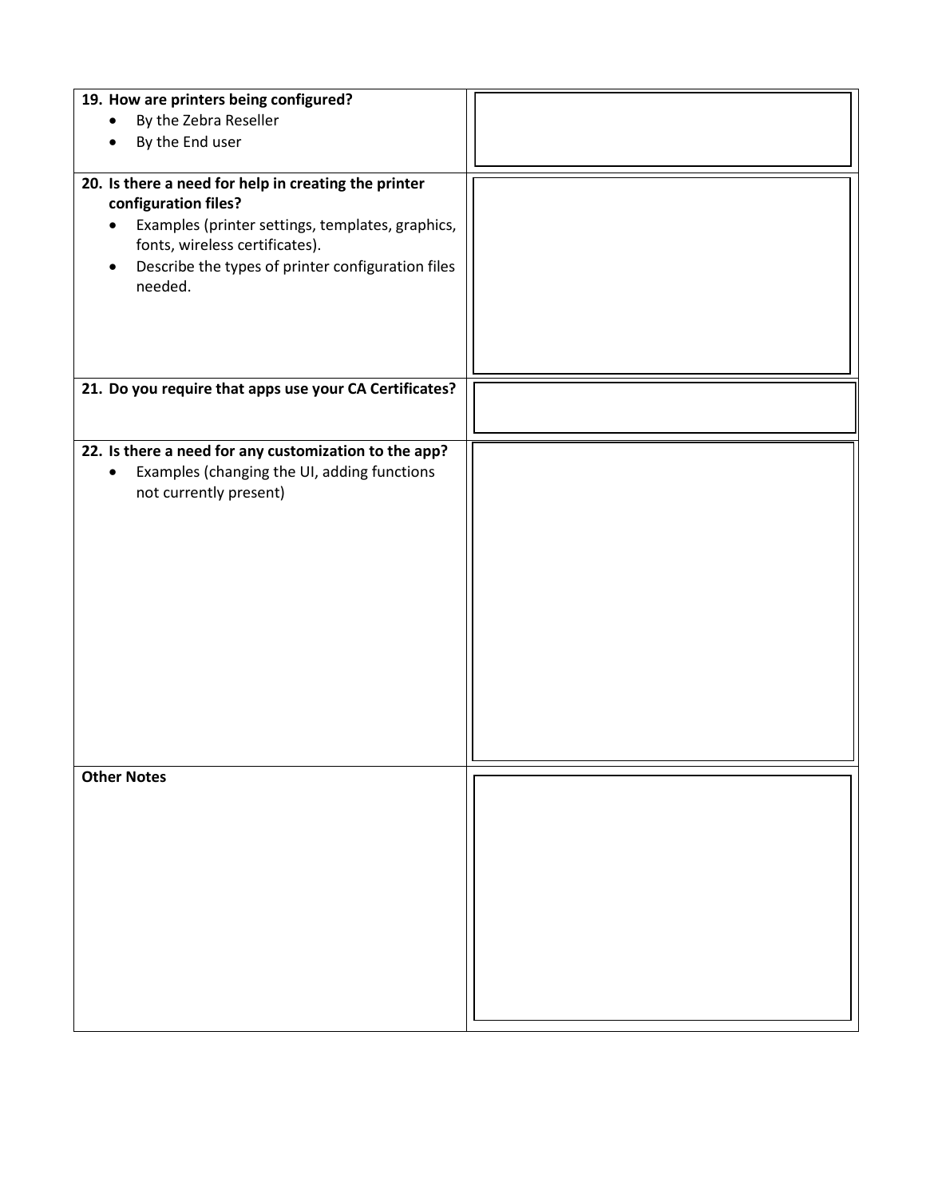| | |
|---|---|
| **19. How are printers being configured?**<br>• By the Zebra Reseller<br>• By the End user | |
| **20. Is there a need for help in creating the printer configuration files?**<br>• Examples (printer settings, templates, graphics, fonts, wireless certificates).<br>• Describe the types of printer configuration files needed. | |
| **21. Do you require that apps use your CA Certificates?** | |
| **22. Is there a need for any customization to the app?**<br>• Examples (changing the UI, adding functions not currently present) | |
| **Other Notes** | |